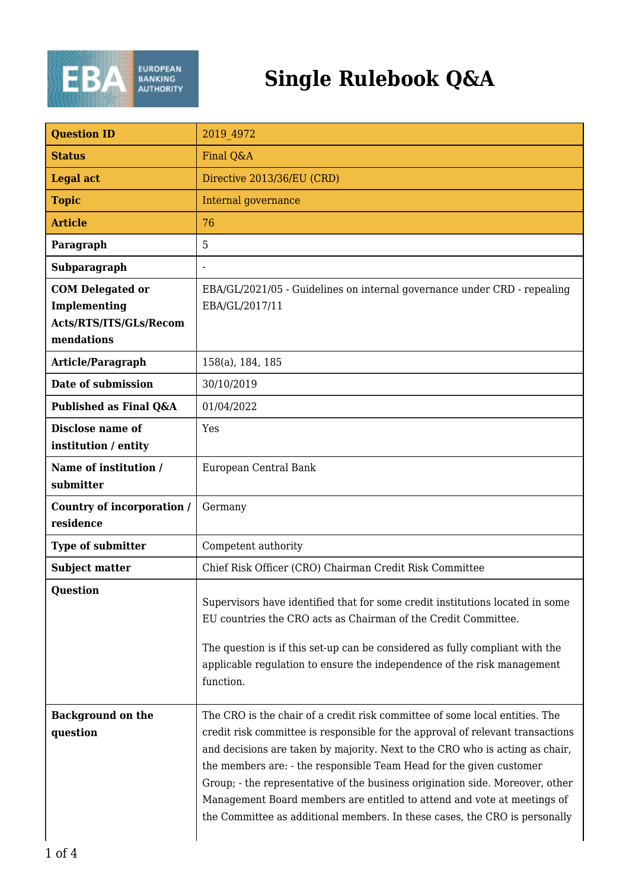# Single Rulebook Q&A

| Question ID | 2019_4972 |
|---|---|
| Status | Final Q&A |
| Legal act | Directive 2013/36/EU (CRD) |
| Topic | Internal governance |
| Article | 76 |
| Paragraph | 5 |
| Subparagraph | - |
| COM Delegated or Implementing Acts/RTS/ITS/GLs/Recommendations | EBA/GL/2021/05 - Guidelines on internal governance under CRD - repealing EBA/GL/2017/11 |
| Article/Paragraph | 158(a), 184, 185 |
| Date of submission | 30/10/2019 |
| Published as Final Q&A | 01/04/2022 |
| Disclose name of institution / entity | Yes |
| Name of institution / submitter | European Central Bank |
| Country of incorporation / residence | Germany |
| Type of submitter | Competent authority |
| Subject matter | Chief Risk Officer (CRO) Chairman Credit Risk Committee |
| Question | Supervisors have identified that for some credit institutions located in some EU countries the CRO acts as Chairman of the Credit Committee.<br><br>The question is if this set-up can be considered as fully compliant with the applicable regulation to ensure the independence of the risk management function. |
| Background on the question | The CRO is the chair of a credit risk committee of some local entities. The credit risk committee is responsible for the approval of relevant transactions and decisions are taken by majority. Next to the CRO who is acting as chair, the members are: - the responsible Team Head for the given customer Group; - the representative of the business origination side. Moreover, other Management Board members are entitled to attend and vote at meetings of the Committee as additional members. In these cases, the CRO is personally |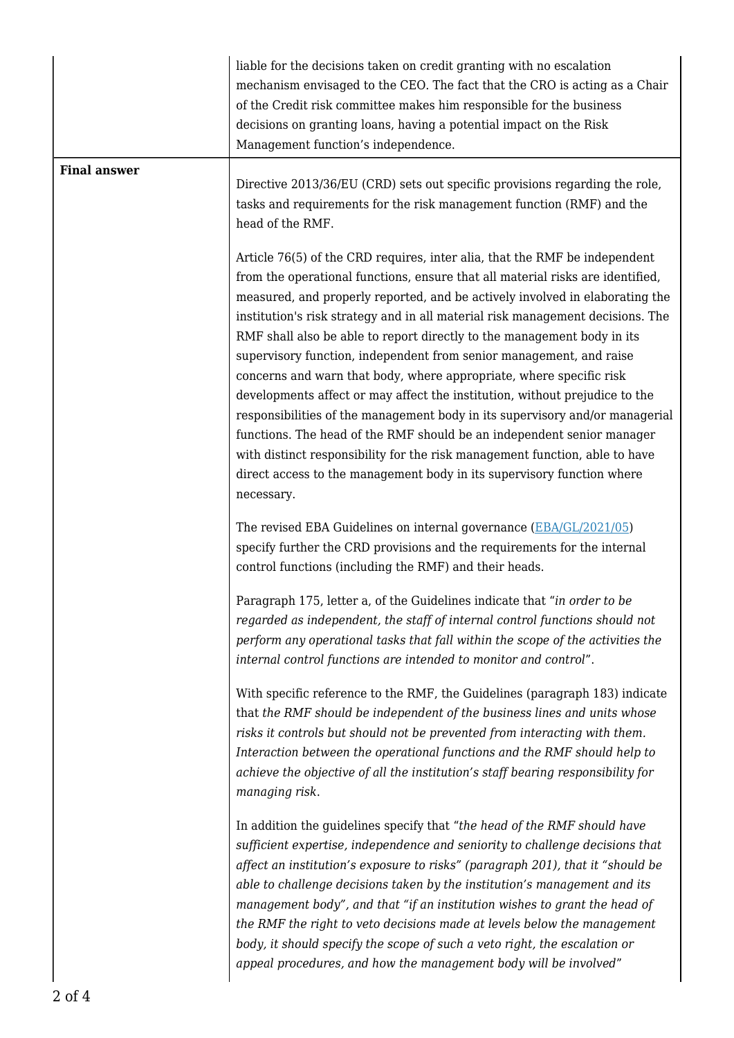| | |
|---|---|
| | liable for the decisions taken on credit granting with no escalation mechanism envisaged to the CEO. The fact that the CRO is acting as a Chair of the Credit risk committee makes him responsible for the business decisions on granting loans, having a potential impact on the Risk Management function's independence. |
| **Final answer** | Directive 2013/36/EU (CRD) sets out specific provisions regarding the role, tasks and requirements for the risk management function (RMF) and the head of the RMF.<br><br>Article 76(5) of the CRD requires, inter alia, that the RMF be independent from the operational functions, ensure that all material risks are identified, measured, and properly reported, and be actively involved in elaborating the institution's risk strategy and in all material risk management decisions. The RMF shall also be able to report directly to the management body in its supervisory function, independent from senior management, and raise concerns and warn that body, where appropriate, where specific risk developments affect or may affect the institution, without prejudice to the responsibilities of the management body in its supervisory and/or managerial functions. The head of the RMF should be an independent senior manager with distinct responsibility for the risk management function, able to have direct access to the management body in its supervisory function where necessary.<br><br>The revised EBA Guidelines on internal governance (EBA/GL/2021/05) specify further the CRD provisions and the requirements for the internal control functions (including the RMF) and their heads.<br><br>Paragraph 175, letter a, of the Guidelines indicate that "*in order to be regarded as independent, the staff of internal control functions should not perform any operational tasks that fall within the scope of the activities the internal control functions are intended to monitor and control*".<br><br>With specific reference to the RMF, the Guidelines (paragraph 183) indicate that *the RMF should be independent of the business lines and units whose risks it controls but should not be prevented from interacting with them. Interaction between the operational functions and the RMF should help to achieve the objective of all the institution's staff bearing responsibility for managing risk*.<br><br>In addition the guidelines specify that "*the head of the RMF should have sufficient expertise, independence and seniority to challenge decisions that affect an institution's exposure to risks" (paragraph 201), that it "should be able to challenge decisions taken by the institution's management and its management body", and that "if an institution wishes to grant the head of the RMF the right to veto decisions made at levels below the management body, it should specify the scope of such a veto right, the escalation or appeal procedures, and how the management body will be involved*" |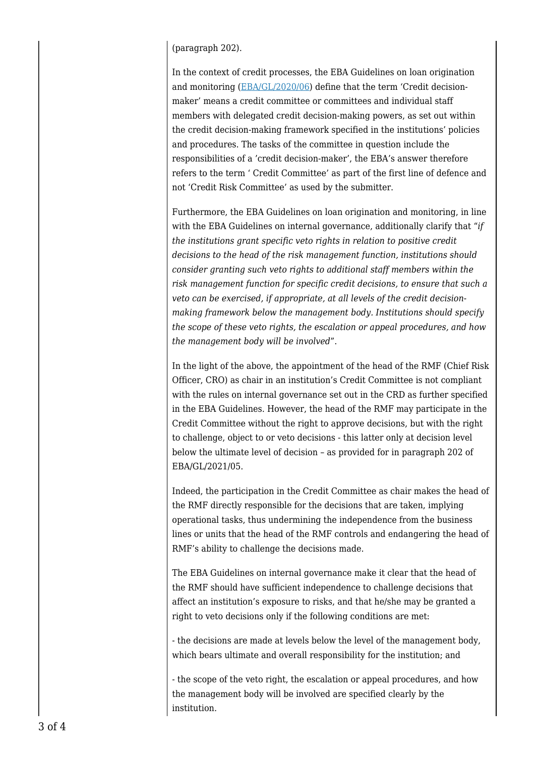(paragraph 202).

In the context of credit processes, the EBA Guidelines on loan origination and monitoring ([EBA/GL/2020/06](EBA/GL/2020/06)) define that the term 'Credit decision-maker' means a credit committee or committees and individual staff members with delegated credit decision-making powers, as set out within the credit decision-making framework specified in the institutions' policies and procedures. The tasks of the committee in question include the responsibilities of a 'credit decision-maker', the EBA's answer therefore refers to the term ' Credit Committee' as part of the first line of defence and not 'Credit Risk Committee' as used by the submitter.

Furthermore, the EBA Guidelines on loan origination and monitoring, in line with the EBA Guidelines on internal governance, additionally clarify that "*if the institutions grant specific veto rights in relation to positive credit decisions to the head of the risk management function, institutions should consider granting such veto rights to additional staff members within the risk management function for specific credit decisions, to ensure that such a veto can be exercised, if appropriate, at all levels of the credit decision-making framework below the management body. Institutions should specify the scope of these veto rights, the escalation or appeal procedures, and how the management body will be involved*".

In the light of the above, the appointment of the head of the RMF (Chief Risk Officer, CRO) as chair in an institution's Credit Committee is not compliant with the rules on internal governance set out in the CRD as further specified in the EBA Guidelines. However, the head of the RMF may participate in the Credit Committee without the right to approve decisions, but with the right to challenge, object to or veto decisions - this latter only at decision level below the ultimate level of decision – as provided for in paragraph 202 of EBA/GL/2021/05.

Indeed, the participation in the Credit Committee as chair makes the head of the RMF directly responsible for the decisions that are taken, implying operational tasks, thus undermining the independence from the business lines or units that the head of the RMF controls and endangering the head of RMF's ability to challenge the decisions made.

The EBA Guidelines on internal governance make it clear that the head of the RMF should have sufficient independence to challenge decisions that affect an institution's exposure to risks, and that he/she may be granted a right to veto decisions only if the following conditions are met:

- the decisions are made at levels below the level of the management body, which bears ultimate and overall responsibility for the institution; and

- the scope of the veto right, the escalation or appeal procedures, and how the management body will be involved are specified clearly by the institution.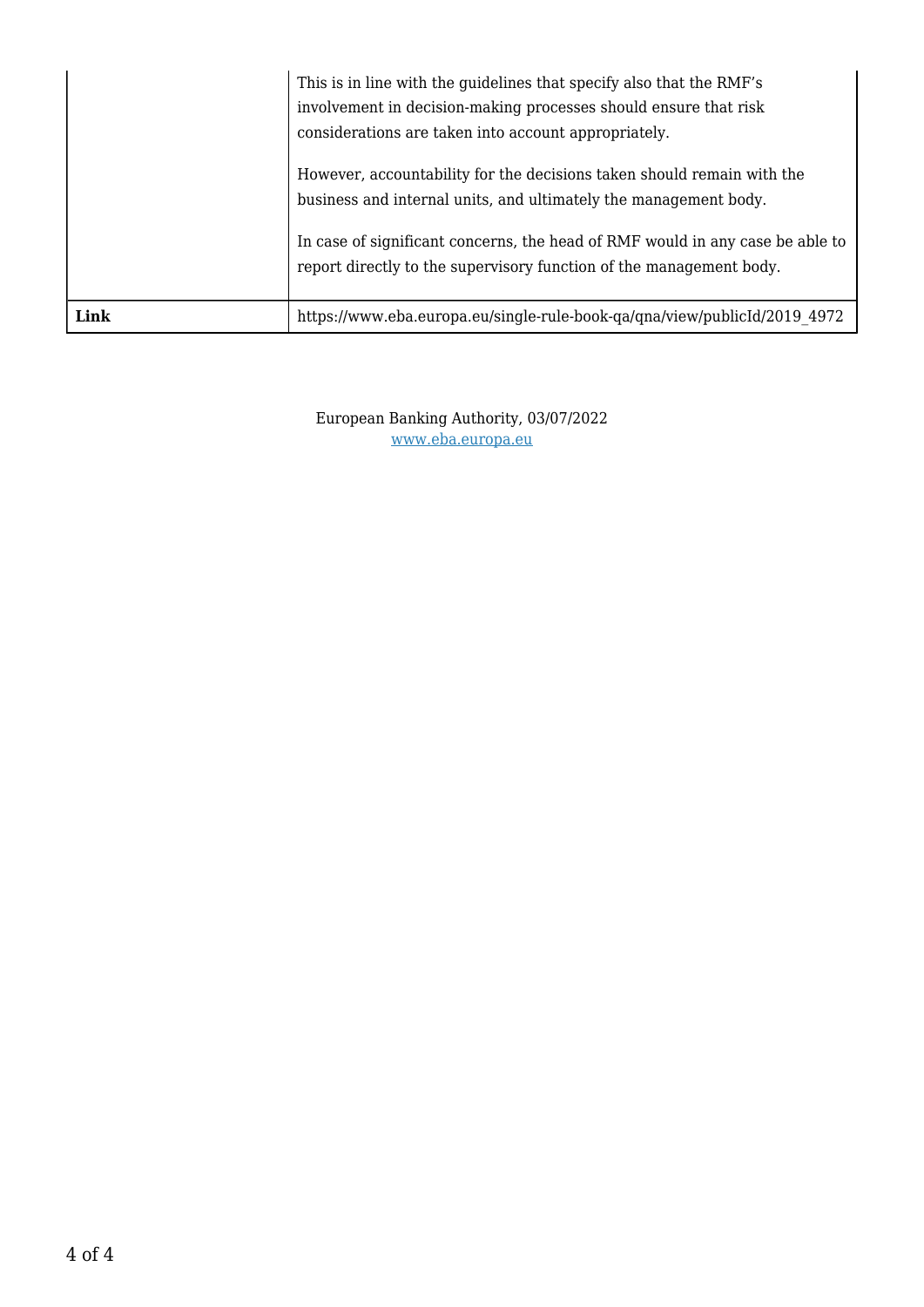| | |
|---|---|
| | This is in line with the guidelines that specify also that the RMF's involvement in decision-making processes should ensure that risk considerations are taken into account appropriately.<br><br>However, accountability for the decisions taken should remain with the business and internal units, and ultimately the management body.<br><br>In case of significant concerns, the head of RMF would in any case be able to report directly to the supervisory function of the management body. |
| **Link** | https://www.eba.europa.eu/single-rule-book-qa/qna/view/publicId/2019_4972 |

European Banking Authority, 03/07/2022
www.eba.europa.eu